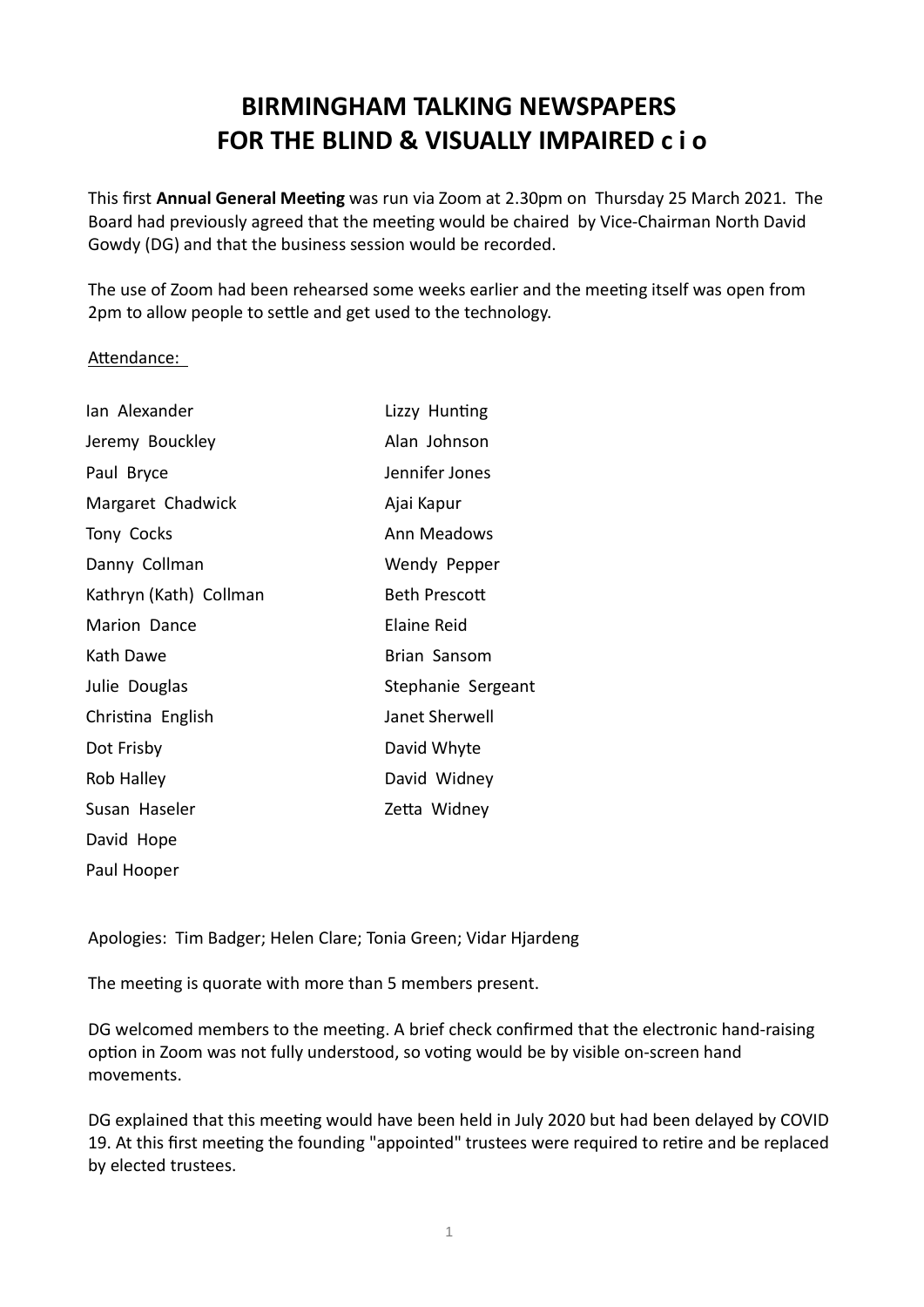# BIRMINGHAM TALKING NEWSPAPERS FOR THE BLIND & VISUALLY IMPAIRED c i o

This first **Annual General Meeting** was run via Zoom at 2.30pm on Thursday 25 March 2021. The Board had previously agreed that the meeting would be chaired by Vice-Chairman North David Gowdy (DG) and that the business session would be recorded.

The use of Zoom had been rehearsed some weeks earlier and the meeting itself was open from 2pm to allow people to settle and get used to the technology.

Attendance:

| | |
|---|---|
| Ian Alexander | Lizzy Hunting |
| Jeremy Bouckley | Alan Johnson |
| Paul Bryce | Jennifer Jones |
| Margaret Chadwick | Ajai Kapur |
| Tony Cocks | Ann Meadows |
| Danny Collman | Wendy Pepper |
| Kathryn (Kath) Collman | Beth Prescott |
| Marion Dance | Elaine Reid |
| Kath Dawe | Brian Sansom |
| Julie Douglas | Stephanie Sergeant |
| Christina English | Janet Sherwell |
| Dot Frisby | David Whyte |
| Rob Halley | David Widney |
| Susan Haseler | Zetta Widney |
| David Hope | |
| Paul Hooper | |

Apologies: Tim Badger; Helen Clare; Tonia Green; Vidar Hjardeng

The meeting is quorate with more than 5 members present.

DG welcomed members to the meeting. A brief check confirmed that the electronic hand-raising option in Zoom was not fully understood, so voting would be by visible on-screen hand movements.

DG explained that this meeting would have been held in July 2020 but had been delayed by COVID 19. At this first meeting the founding "appointed" trustees were required to retire and be replaced by elected trustees.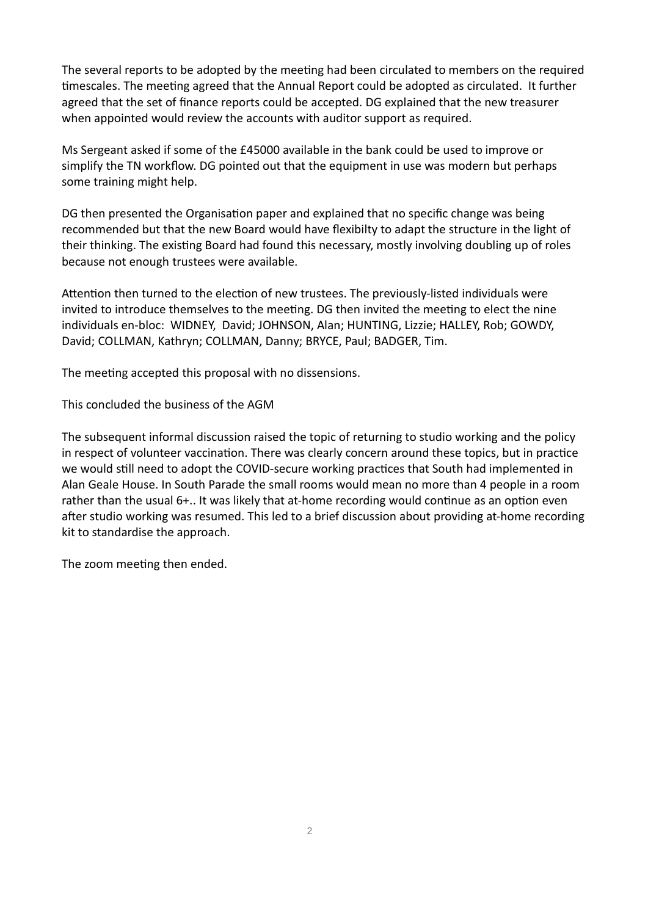The several reports to be adopted by the meeting had been circulated to members on the required timescales. The meeting agreed that the Annual Report could be adopted as circulated. It further agreed that the set of finance reports could be accepted. DG explained that the new treasurer when appointed would review the accounts with auditor support as required.

Ms Sergeant asked if some of the £45000 available in the bank could be used to improve or simplify the TN workflow. DG pointed out that the equipment in use was modern but perhaps some training might help.

DG then presented the Organisation paper and explained that no specific change was being recommended but that the new Board would have flexibilty to adapt the structure in the light of their thinking. The existing Board had found this necessary, mostly involving doubling up of roles because not enough trustees were available.

Attention then turned to the election of new trustees. The previously-listed individuals were invited to introduce themselves to the meeting. DG then invited the meeting to elect the nine individuals en-bloc: WIDNEY, David; JOHNSON, Alan; HUNTING, Lizzie; HALLEY, Rob; GOWDY, David; COLLMAN, Kathryn; COLLMAN, Danny; BRYCE, Paul; BADGER, Tim.

The meeting accepted this proposal with no dissensions.

This concluded the business of the AGM

The subsequent informal discussion raised the topic of returning to studio working and the policy in respect of volunteer vaccination. There was clearly concern around these topics, but in practice we would still need to adopt the COVID-secure working practices that South had implemented in Alan Geale House. In South Parade the small rooms would mean no more than 4 people in a room rather than the usual 6+.. It was likely that at-home recording would continue as an option even after studio working was resumed. This led to a brief discussion about providing at-home recording kit to standardise the approach.

The zoom meeting then ended.